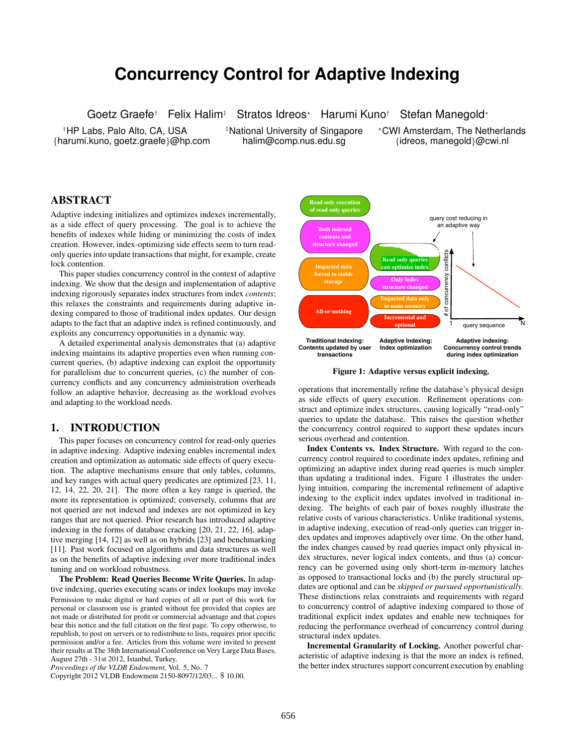# Concurrency Control for Adaptive Indexing

Goetz Graefe[†] Felix Halim[‡] Stratos Idreos[⋆] Harumi Kuno[†] Stefan Manegold[⋆]

[†]HP Labs, Palo Alto, CA, USA
{harumi.kuno, goetz.graefe}@hp.com

[‡]National University of Singapore
halim@comp.nus.edu.sg

[⋆]CWI Amsterdam, The Netherlands
{idreos, manegold}@cwi.nl

## ABSTRACT

Adaptive indexing initializes and optimizes indexes incrementally, as a side effect of query processing. The goal is to achieve the benefits of indexes while hiding or minimizing the costs of index creation. However, index-optimizing side effects seem to turn read-only queries into update transactions that might, for example, create lock contention.

This paper studies concurrency control in the context of adaptive indexing. We show that the design and implementation of adaptive indexing rigorously separates index structures from index *contents*; this relaxes the constraints and requirements during adaptive indexing compared to those of traditional index updates. Our design adapts to the fact that an adaptive index is refined continuously, and exploits any concurrency opportunities in a dynamic way.

A detailed experimental analysis demonstrates that (a) adaptive indexing maintains its adaptive properties even when running concurrent queries, (b) adaptive indexing can exploit the opportunity for parallelism due to concurrent queries, (c) the number of concurrency conflicts and any concurrency administration overheads follow an adaptive behavior, decreasing as the workload evolves and adapting to the workload needs.

## 1. INTRODUCTION

This paper focuses on concurrency control for read-only queries in adaptive indexing. Adaptive indexing enables incremental index creation and optimization as automatic side effects of query execution. The adaptive mechanisms ensure that only tables, columns, and key ranges with actual query predicates are optimized [23, 11, 12, 14, 22, 20, 21]. The more often a key range is queried, the more its representation is optimized; conversely, columns that are not queried are not indexed and indexes are not optimized in key ranges that are not queried. Prior research has introduced adaptive indexing in the forms of database cracking [20, 21, 22, 16], adaptive merging [14, 12] as well as on hybrids [23] and benchmarking [11]. Past work focused on algorithms and data structures as well as on the benefits of adaptive indexing over more traditional index tuning and on workload robustness.

**The Problem: Read Queries Become Write Queries.** In adaptive indexing, queries executing scans or index lookups may invoke

Permission to make digital or hard copies of all or part of this work for personal or classroom use is granted without fee provided that copies are not made or distributed for profit or commercial advantage and that copies bear this notice and the full citation on the first page. To copy otherwise, to republish, to post on servers or to redistribute to lists, requires prior specific permission and/or a fee. Articles from this volume were invited to present their results at The 38th International Conference on Very Large Data Bases, August 27th - 31st 2012, Istanbul, Turkey.
*Proceedings of the VLDB Endowment,* Vol. 5, No. 7
Copyright 2012 VLDB Endowment 2150-8097/12/03... $ 10.00.

Read only execution of read only queries

Both indexed contents and structure changed

Impacted data forced to stable storage

All-or-nothing

Read only queries can optimize index

Only index structure changed

Impacted data only in main memory

Incremental and optional

query cost reducing in an adaptive way

# of concurrency conflicts

1

query sequence

N

Traditional Indexing: Contents updated by user transactions

Adaptive Indexing: Index optimization

Adaptive indexing: Concurrency control trends during index optimization

**Figure 1: Adaptive versus explicit indexing.**

operations that incrementally refine the database's physical design as side effects of query execution. Refinement operations construct and optimize index structures, causing logically "read-only" queries to update the database. This raises the question whether the concurrency control required to support these updates incurs serious overhead and contention.

**Index Contents vs. Index Structure.** With regard to the concurrency control required to coordinate index updates, refining and optimizing an adaptive index during read queries is much simpler than updating a traditional index. Figure 1 illustrates the underlying intuition, comparing the incremental refinement of adaptive indexing to the explicit index updates involved in traditional indexing. The heights of each pair of boxes roughly illustrate the relative costs of various characteristics. Unlike traditional systems, in adaptive indexing, execution of read-only queries can trigger index updates and improves adaptively over time. On the other hand, the index changes caused by read queries impact only physical index structures, never logical index contents, and thus (a) concurrency can be governed using only short-term in-memory latches as opposed to transactional locks and (b) the purely structural updates are optional and can be *skipped or pursued opportunistically*. These distinctions relax constraints and requirements with regard to concurrency control of adaptive indexing compared to those of traditional explicit index updates and enable new techniques for reducing the performance overhead of concurrency control during structural index updates.

**Incremental Granularity of Locking.** Another powerful characteristic of adaptive indexing is that the more an index is refined, the better index structures support concurrent execution by enabling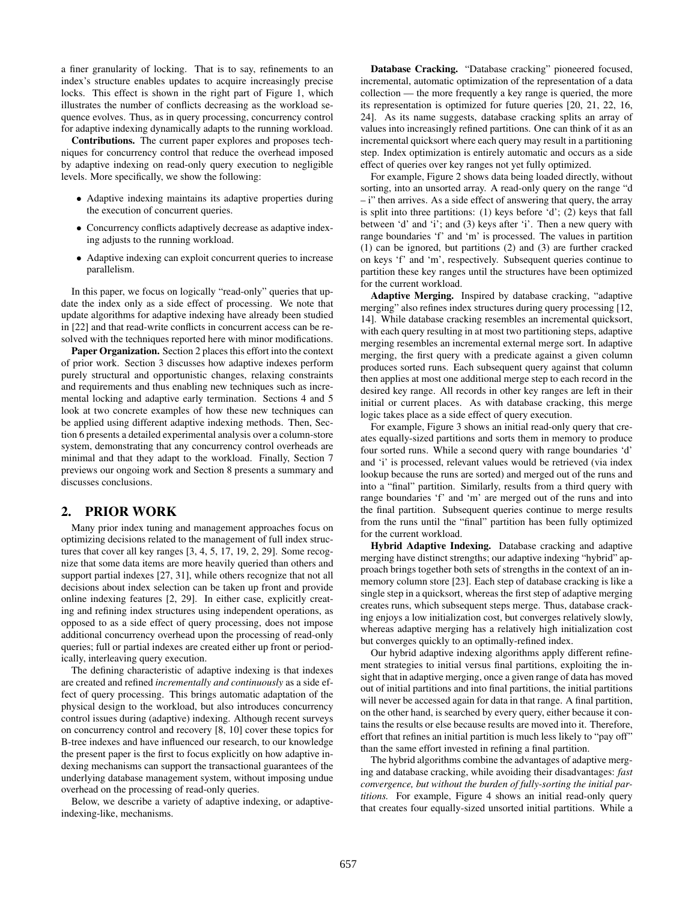a finer granularity of locking. That is to say, refinements to an index's structure enables updates to acquire increasingly precise locks. This effect is shown in the right part of Figure 1, which illustrates the number of conflicts decreasing as the workload sequence evolves. Thus, as in query processing, concurrency control for adaptive indexing dynamically adapts to the running workload.

**Contributions.** The current paper explores and proposes techniques for concurrency control that reduce the overhead imposed by adaptive indexing on read-only query execution to negligible levels. More specifically, we show the following:

- Adaptive indexing maintains its adaptive properties during the execution of concurrent queries.
- Concurrency conflicts adaptively decrease as adaptive indexing adjusts to the running workload.
- Adaptive indexing can exploit concurrent queries to increase parallelism.

In this paper, we focus on logically "read-only" queries that update the index only as a side effect of processing. We note that update algorithms for adaptive indexing have already been studied in [22] and that read-write conflicts in concurrent access can be resolved with the techniques reported here with minor modifications.

**Paper Organization.** Section 2 places this effort into the context of prior work. Section 3 discusses how adaptive indexes perform purely structural and opportunistic changes, relaxing constraints and requirements and thus enabling new techniques such as incremental locking and adaptive early termination. Sections 4 and 5 look at two concrete examples of how these new techniques can be applied using different adaptive indexing methods. Then, Section 6 presents a detailed experimental analysis over a column-store system, demonstrating that any concurrency control overheads are minimal and that they adapt to the workload. Finally, Section 7 previews our ongoing work and Section 8 presents a summary and discusses conclusions.

## 2. PRIOR WORK

Many prior index tuning and management approaches focus on optimizing decisions related to the management of full index structures that cover all key ranges [3, 4, 5, 17, 19, 2, 29]. Some recognize that some data items are more heavily queried than others and support partial indexes [27, 31], while others recognize that not all decisions about index selection can be taken up front and provide online indexing features [2, 29]. In either case, explicitly creating and refining index structures using independent operations, as opposed to as a side effect of query processing, does not impose additional concurrency overhead upon the processing of read-only queries; full or partial indexes are created either up front or periodically, interleaving query execution.

The defining characteristic of adaptive indexing is that indexes are created and refined *incrementally and continuously* as a side effect of query processing. This brings automatic adaptation of the physical design to the workload, but also introduces concurrency control issues during (adaptive) indexing. Although recent surveys on concurrency control and recovery [8, 10] cover these topics for B-tree indexes and have influenced our research, to our knowledge the present paper is the first to focus explicitly on how adaptive indexing mechanisms can support the transactional guarantees of the underlying database management system, without imposing undue overhead on the processing of read-only queries.

Below, we describe a variety of adaptive indexing, or adaptive-indexing-like, mechanisms.

**Database Cracking.** "Database cracking" pioneered focused, incremental, automatic optimization of the representation of a data collection — the more frequently a key range is queried, the more its representation is optimized for future queries [20, 21, 22, 16, 24]. As its name suggests, database cracking splits an array of values into increasingly refined partitions. One can think of it as an incremental quicksort where each query may result in a partitioning step. Index optimization is entirely automatic and occurs as a side effect of queries over key ranges not yet fully optimized.

For example, Figure 2 shows data being loaded directly, without sorting, into an unsorted array. A read-only query on the range "d – i" then arrives. As a side effect of answering that query, the array is split into three partitions: (1) keys before 'd'; (2) keys that fall between 'd' and 'i'; and (3) keys after 'i'. Then a new query with range boundaries 'f' and 'm' is processed. The values in partition (1) can be ignored, but partitions (2) and (3) are further cracked on keys 'f' and 'm', respectively. Subsequent queries continue to partition these key ranges until the structures have been optimized for the current workload.

**Adaptive Merging.** Inspired by database cracking, "adaptive merging" also refines index structures during query processing [12, 14]. While database cracking resembles an incremental quicksort, with each query resulting in at most two partitioning steps, adaptive merging resembles an incremental external merge sort. In adaptive merging, the first query with a predicate against a given column produces sorted runs. Each subsequent query against that column then applies at most one additional merge step to each record in the desired key range. All records in other key ranges are left in their initial or current places. As with database cracking, this merge logic takes place as a side effect of query execution.

For example, Figure 3 shows an initial read-only query that creates equally-sized partitions and sorts them in memory to produce four sorted runs. While a second query with range boundaries 'd' and 'i' is processed, relevant values would be retrieved (via index lookup because the runs are sorted) and merged out of the runs and into a "final" partition. Similarly, results from a third query with range boundaries 'f' and 'm' are merged out of the runs and into the final partition. Subsequent queries continue to merge results from the runs until the "final" partition has been fully optimized for the current workload.

**Hybrid Adaptive Indexing.** Database cracking and adaptive merging have distinct strengths; our adaptive indexing "hybrid" approach brings together both sets of strengths in the context of an in-memory column store [23]. Each step of database cracking is like a single step in a quicksort, whereas the first step of adaptive merging creates runs, which subsequent steps merge. Thus, database cracking enjoys a low initialization cost, but converges relatively slowly, whereas adaptive merging has a relatively high initialization cost but converges quickly to an optimally-refined index.

Our hybrid adaptive indexing algorithms apply different refinement strategies to initial versus final partitions, exploiting the insight that in adaptive merging, once a given range of data has moved out of initial partitions and into final partitions, the initial partitions will never be accessed again for data in that range. A final partition, on the other hand, is searched by every query, either because it contains the results or else because results are moved into it. Therefore, effort that refines an initial partition is much less likely to "pay off" than the same effort invested in refining a final partition.

The hybrid algorithms combine the advantages of adaptive merging and database cracking, while avoiding their disadvantages: *fast convergence, but without the burden of fully-sorting the initial partitions.* For example, Figure 4 shows an initial read-only query that creates four equally-sized unsorted initial partitions. While a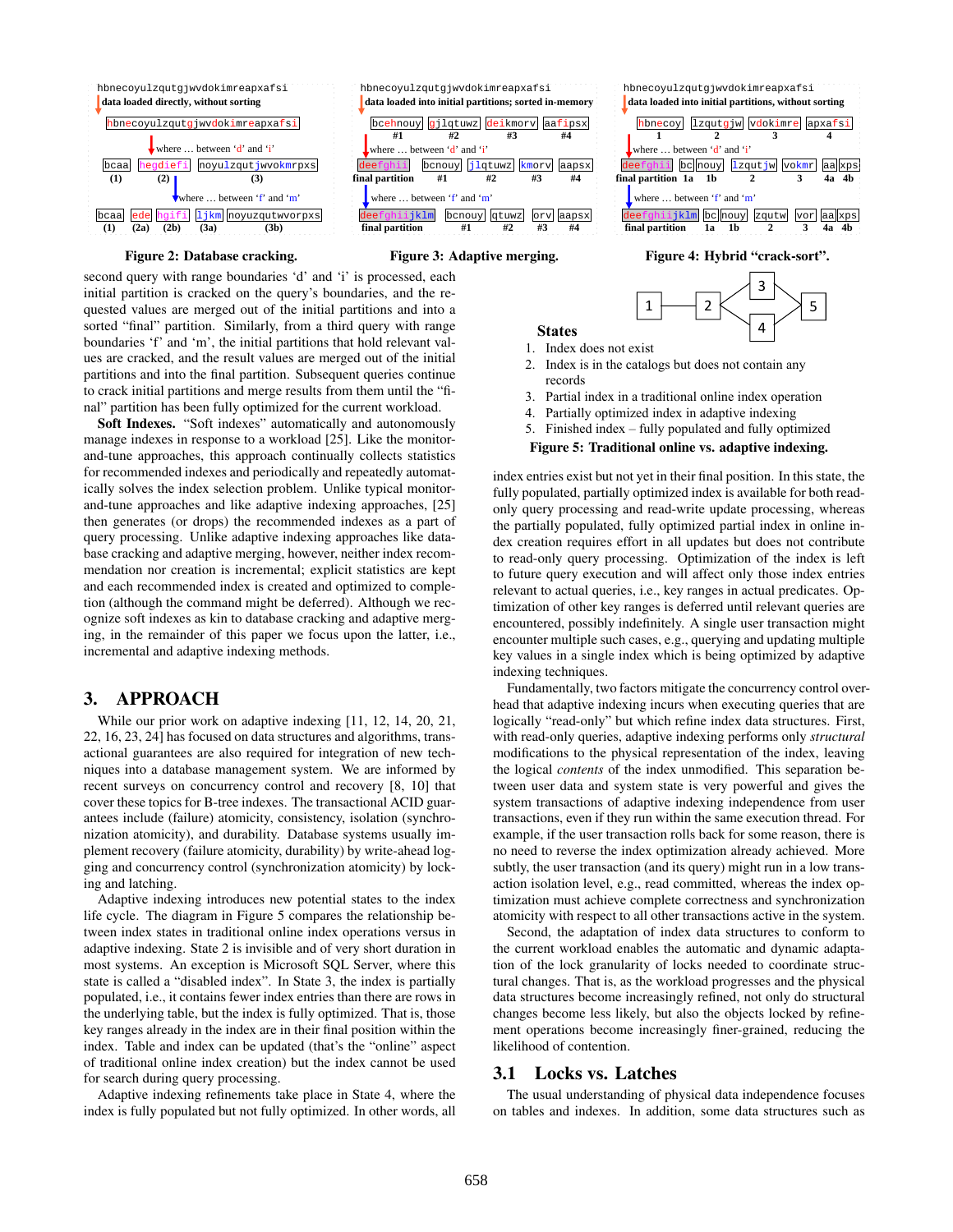Figure 2: Database cracking.

Figure 3: Adaptive merging.

Figure 4: Hybrid "crack-sort".

second query with range boundaries 'd' and 'i' is processed, each initial partition is cracked on the query's boundaries, and the requested values are merged out of the initial partitions and into a sorted "final" partition. Similarly, from a third query with range boundaries 'f' and 'm', the initial partitions that hold relevant values are cracked, and the result values are merged out of the initial partitions and into the final partition. Subsequent queries continue to crack initial partitions and merge results from them until the "final" partition has been fully optimized for the current workload.

**Soft Indexes.** "Soft indexes" automatically and autonomously manage indexes in response to a workload [25]. Like the monitor-and-tune approaches, this approach continually collects statistics for recommended indexes and periodically and repeatedly automatically solves the index selection problem. Unlike typical monitor-and-tune approaches and like adaptive indexing approaches, [25] then generates (or drops) the recommended indexes as a part of query processing. Unlike adaptive indexing approaches like database cracking and adaptive merging, however, neither index recommendation nor creation is incremental; explicit statistics are kept and each recommended index is created and optimized to completion (although the command might be deferred). Although we recognize soft indexes as kin to database cracking and adaptive merging, in the remainder of this paper we focus upon the latter, i.e., incremental and adaptive indexing methods.

## 3. APPROACH

While our prior work on adaptive indexing [11, 12, 14, 20, 21, 22, 16, 23, 24] has focused on data structures and algorithms, transactional guarantees are also required for integration of new techniques into a database management system. We are informed by recent surveys on concurrency control and recovery [8, 10] that cover these topics for B-tree indexes. The transactional ACID guarantees include (failure) atomicity, consistency, isolation (synchronization atomicity), and durability. Database systems usually implement recovery (failure atomicity, durability) by write-ahead logging and concurrency control (synchronization atomicity) by locking and latching.

Adaptive indexing introduces new potential states to the index life cycle. The diagram in Figure 5 compares the relationship between index states in traditional online index operations versus in adaptive indexing. State 2 is invisible and of very short duration in most systems. An exception is Microsoft SQL Server, where this state is called a "disabled index". In State 3, the index is partially populated, i.e., it contains fewer index entries than there are rows in the underlying table, but the index is fully optimized. That is, those key ranges already in the index are in their final position within the index. Table and index can be updated (that's the "online" aspect of traditional online index creation) but the index cannot be used for search during query processing.

Adaptive indexing refinements take place in State 4, where the index is fully populated but not fully optimized. In other words, all index entries exist but not yet in their final position. In this state, the fully populated, partially optimized index is available for both read-only query processing and read-write update processing, whereas the partially populated, fully optimized partial index in online index creation requires effort in all updates but does not contribute to read-only query processing. Optimization of the index is left to future query execution and will affect only those index entries relevant to actual queries, i.e., key ranges in actual predicates. Optimization of other key ranges is deferred until relevant queries are encountered, possibly indefinitely. A single user transaction might encounter multiple such cases, e.g., querying and updating multiple key values in a single index which is being optimized by adaptive indexing techniques.

**States**

1. Index does not exist
2. Index is in the catalogs but does not contain any records
3. Partial index in a traditional online index operation
4. Partially optimized index in adaptive indexing
5. Finished index – fully populated and fully optimized

**Figure 5: Traditional online vs. adaptive indexing.**

Fundamentally, two factors mitigate the concurrency control overhead that adaptive indexing incurs when executing queries that are logically "read-only" but which refine index data structures. First, with read-only queries, adaptive indexing performs only *structural* modifications to the physical representation of the index, leaving the logical *contents* of the index unmodified. This separation between user data and system state is very powerful and gives the system transactions of adaptive indexing independence from user transactions, even if they run within the same execution thread. For example, if the user transaction rolls back for some reason, there is no need to reverse the index optimization already achieved. More subtly, the user transaction (and its query) might run in a low transaction isolation level, e.g., read committed, whereas the index optimization must achieve complete correctness and synchronization atomicity with respect to all other transactions active in the system.

Second, the adaptation of index data structures to conform to the current workload enables the automatic and dynamic adaptation of the lock granularity of locks needed to coordinate structural changes. That is, as the workload progresses and the physical data structures become increasingly refined, not only do structural changes become less likely, but also the objects locked by refinement operations become increasingly finer-grained, reducing the likelihood of contention.

### 3.1 Locks vs. Latches

The usual understanding of physical data independence focuses on tables and indexes. In addition, some data structures such as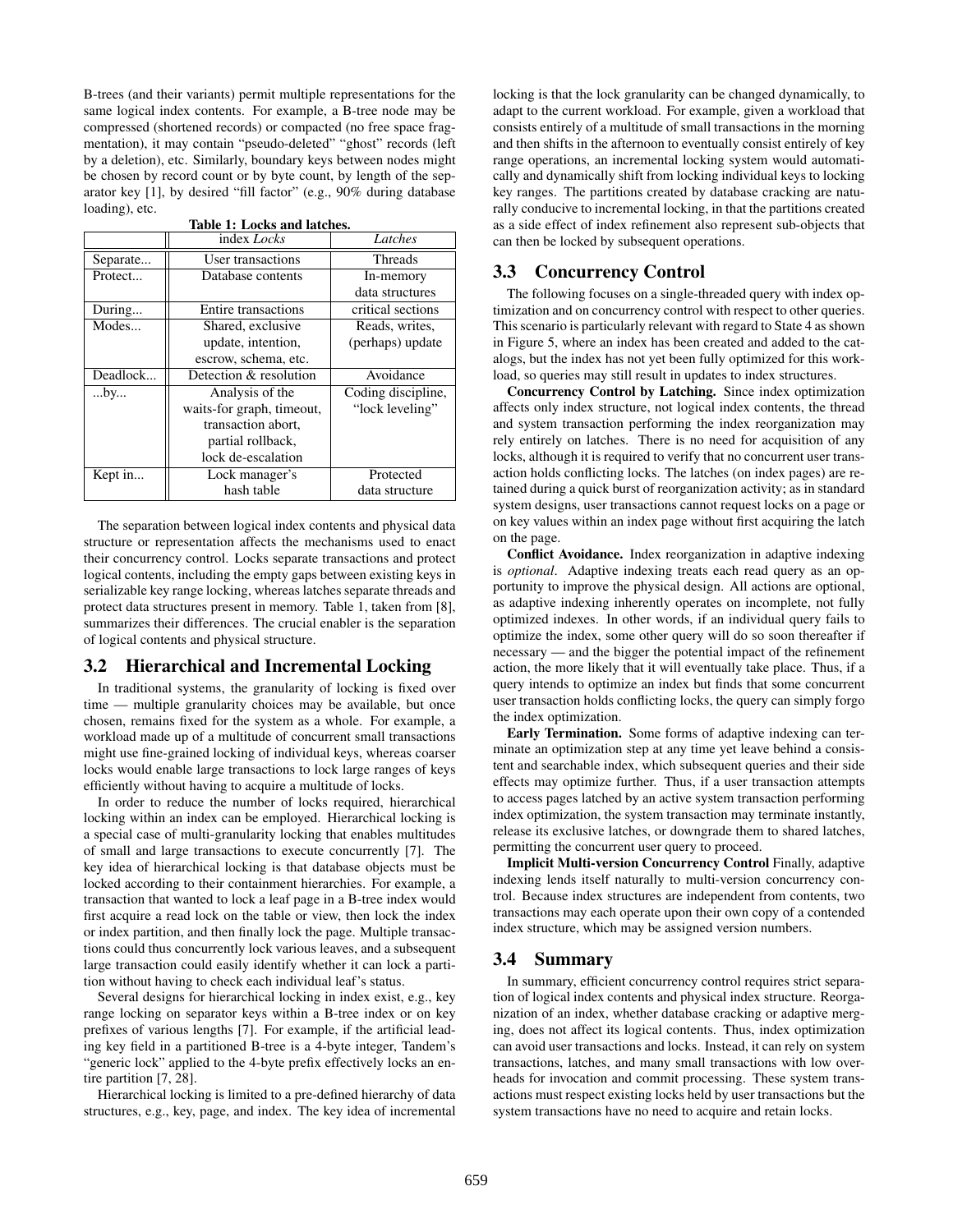B-trees (and their variants) permit multiple representations for the same logical index contents. For example, a B-tree node may be compressed (shortened records) or compacted (no free space fragmentation), it may contain "pseudo-deleted" "ghost" records (left by a deletion), etc. Similarly, boundary keys between nodes might be chosen by record count or by byte count, by length of the separator key [1], by desired "fill factor" (e.g., 90% during database loading), etc.

**Table 1: Locks and latches.**

| | index *Locks* | *Latches* |
|---|---|---|
| Separate... | User transactions | Threads |
| Protect... | Database contents | In-memory data structures |
| During... | Entire transactions | critical sections |
| Modes... | Shared, exclusive update, intention, escrow, schema, etc. | Reads, writes, (perhaps) update |
| Deadlock... | Detection & resolution | Avoidance |
| ...by... | Analysis of the waits-for graph, timeout, transaction abort, partial rollback, lock de-escalation | Coding discipline, "lock leveling" |
| Kept in... | Lock manager's hash table | Protected data structure |

The separation between logical index contents and physical data structure or representation affects the mechanisms used to enact their concurrency control. Locks separate transactions and protect logical contents, including the empty gaps between existing keys in serializable key range locking, whereas latches separate threads and protect data structures present in memory. Table 1, taken from [8], summarizes their differences. The crucial enabler is the separation of logical contents and physical structure.

## 3.2 Hierarchical and Incremental Locking

In traditional systems, the granularity of locking is fixed over time — multiple granularity choices may be available, but once chosen, remains fixed for the system as a whole. For example, a workload made up of a multitude of concurrent small transactions might use fine-grained locking of individual keys, whereas coarser locks would enable large transactions to lock large ranges of keys efficiently without having to acquire a multitude of locks.

In order to reduce the number of locks required, hierarchical locking within an index can be employed. Hierarchical locking is a special case of multi-granularity locking that enables multitudes of small and large transactions to execute concurrently [7]. The key idea of hierarchical locking is that database objects must be locked according to their containment hierarchies. For example, a transaction that wanted to lock a leaf page in a B-tree index would first acquire a read lock on the table or view, then lock the index or index partition, and then finally lock the page. Multiple transactions could thus concurrently lock various leaves, and a subsequent large transaction could easily identify whether it can lock a partition without having to check each individual leaf's status.

Several designs for hierarchical locking in index exist, e.g., key range locking on separator keys within a B-tree index or on key prefixes of various lengths [7]. For example, if the artificial leading key field in a partitioned B-tree is a 4-byte integer, Tandem's "generic lock" applied to the 4-byte prefix effectively locks an entire partition [7, 28].

Hierarchical locking is limited to a pre-defined hierarchy of data structures, e.g., key, page, and index. The key idea of incremental locking is that the lock granularity can be changed dynamically, to adapt to the current workload. For example, given a workload that consists entirely of a multitude of small transactions in the morning and then shifts in the afternoon to eventually consist entirely of key range operations, an incremental locking system would automatically and dynamically shift from locking individual keys to locking key ranges. The partitions created by database cracking are naturally conducive to incremental locking, in that the partitions created as a side effect of index refinement also represent sub-objects that can then be locked by subsequent operations.

## 3.3 Concurrency Control

The following focuses on a single-threaded query with index optimization and on concurrency control with respect to other queries. This scenario is particularly relevant with regard to State 4 as shown in Figure 5, where an index has been created and added to the catalogs, but the index has not yet been fully optimized for this workload, so queries may still result in updates to index structures.

**Concurrency Control by Latching.** Since index optimization affects only index structure, not logical index contents, the thread and system transaction performing the index reorganization may rely entirely on latches. There is no need for acquisition of any locks, although it is required to verify that no concurrent user transaction holds conflicting locks. The latches (on index pages) are retained during a quick burst of reorganization activity; as in standard system designs, user transactions cannot request locks on a page or on key values within an index page without first acquiring the latch on the page.

**Conflict Avoidance.** Index reorganization in adaptive indexing is *optional*. Adaptive indexing treats each read query as an opportunity to improve the physical design. All actions are optional, as adaptive indexing inherently operates on incomplete, not fully optimized indexes. In other words, if an individual query fails to optimize the index, some other query will do so soon thereafter if necessary — and the bigger the potential impact of the refinement action, the more likely that it will eventually take place. Thus, if a query intends to optimize an index but finds that some concurrent user transaction holds conflicting locks, the query can simply forgo the index optimization.

**Early Termination.** Some forms of adaptive indexing can terminate an optimization step at any time yet leave behind a consistent and searchable index, which subsequent queries and their side effects may optimize further. Thus, if a user transaction attempts to access pages latched by an active system transaction performing index optimization, the system transaction may terminate instantly, release its exclusive latches, or downgrade them to shared latches, permitting the concurrent user query to proceed.

**Implicit Multi-version Concurrency Control** Finally, adaptive indexing lends itself naturally to multi-version concurrency control. Because index structures are independent from contents, two transactions may each operate upon their own copy of a contended index structure, which may be assigned version numbers.

## 3.4 Summary

In summary, efficient concurrency control requires strict separation of logical index contents and physical index structure. Reorganization of an index, whether database cracking or adaptive merging, does not affect its logical contents. Thus, index optimization can avoid user transactions and locks. Instead, it can rely on system transactions, latches, and many small transactions with low overheads for invocation and commit processing. These system transactions must respect existing locks held by user transactions but the system transactions have no need to acquire and retain locks.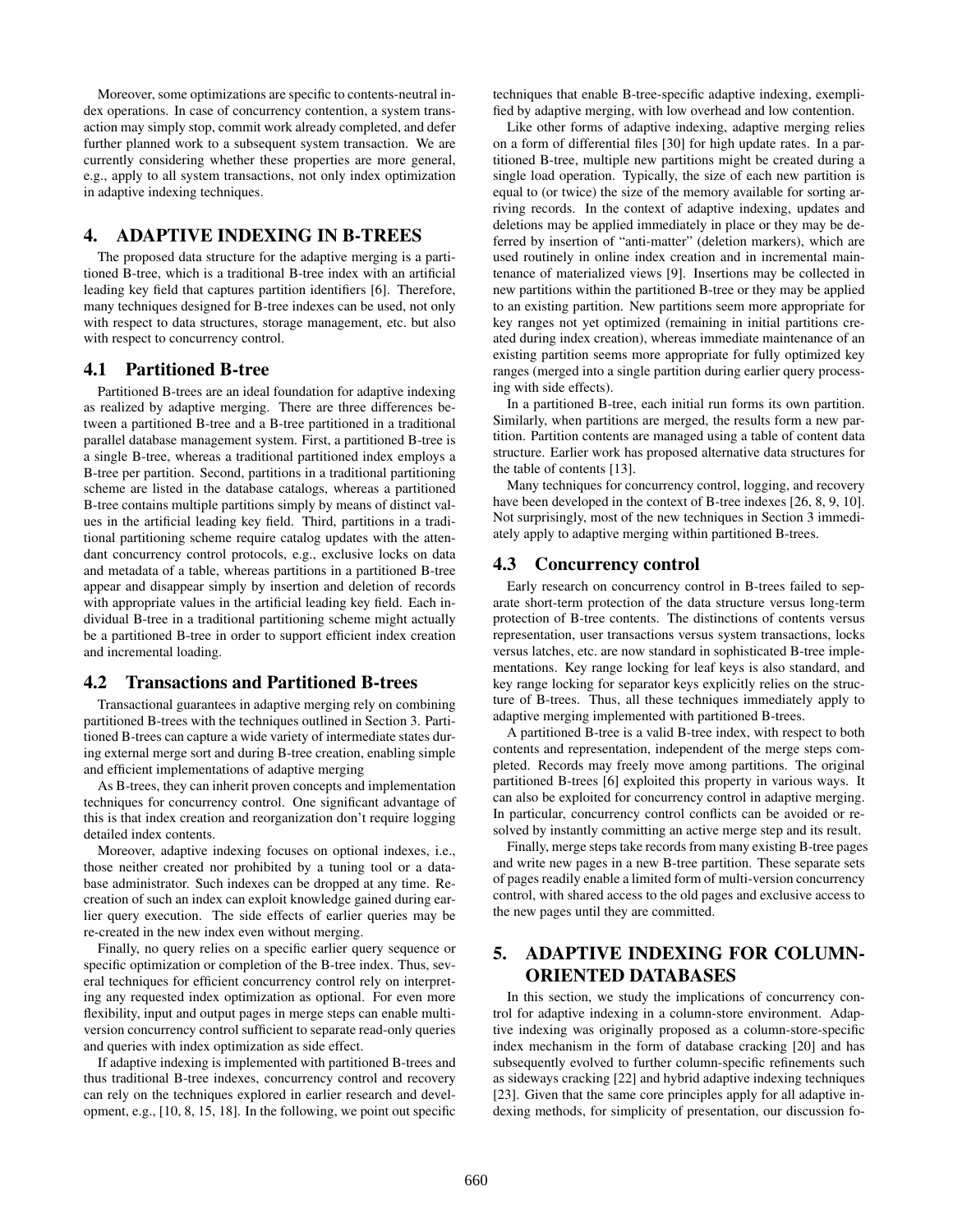Moreover, some optimizations are specific to contents-neutral index operations. In case of concurrency contention, a system transaction may simply stop, commit work already completed, and defer further planned work to a subsequent system transaction. We are currently considering whether these properties are more general, e.g., apply to all system transactions, not only index optimization in adaptive indexing techniques.

## 4. ADAPTIVE INDEXING IN B-TREES

The proposed data structure for the adaptive merging is a partitioned B-tree, which is a traditional B-tree index with an artificial leading key field that captures partition identifiers [6]. Therefore, many techniques designed for B-tree indexes can be used, not only with respect to data structures, storage management, etc. but also with respect to concurrency control.

### 4.1 Partitioned B-tree

Partitioned B-trees are an ideal foundation for adaptive indexing as realized by adaptive merging. There are three differences between a partitioned B-tree and a B-tree partitioned in a traditional parallel database management system. First, a partitioned B-tree is a single B-tree, whereas a traditional partitioned index employs a B-tree per partition. Second, partitions in a traditional partitioning scheme are listed in the database catalogs, whereas a partitioned B-tree contains multiple partitions simply by means of distinct values in the artificial leading key field. Third, partitions in a traditional partitioning scheme require catalog updates with the attendant concurrency control protocols, e.g., exclusive locks on data and metadata of a table, whereas partitions in a partitioned B-tree appear and disappear simply by insertion and deletion of records with appropriate values in the artificial leading key field. Each individual B-tree in a traditional partitioning scheme might actually be a partitioned B-tree in order to support efficient index creation and incremental loading.

### 4.2 Transactions and Partitioned B-trees

Transactional guarantees in adaptive merging rely on combining partitioned B-trees with the techniques outlined in Section 3. Partitioned B-trees can capture a wide variety of intermediate states during external merge sort and during B-tree creation, enabling simple and efficient implementations of adaptive merging

As B-trees, they can inherit proven concepts and implementation techniques for concurrency control. One significant advantage of this is that index creation and reorganization don't require logging detailed index contents.

Moreover, adaptive indexing focuses on optional indexes, i.e., those neither created nor prohibited by a tuning tool or a database administrator. Such indexes can be dropped at any time. Recreation of such an index can exploit knowledge gained during earlier query execution. The side effects of earlier queries may be re-created in the new index even without merging.

Finally, no query relies on a specific earlier query sequence or specific optimization or completion of the B-tree index. Thus, several techniques for efficient concurrency control rely on interpreting any requested index optimization as optional. For even more flexibility, input and output pages in merge steps can enable multi-version concurrency control sufficient to separate read-only queries and queries with index optimization as side effect.

If adaptive indexing is implemented with partitioned B-trees and thus traditional B-tree indexes, concurrency control and recovery can rely on the techniques explored in earlier research and development, e.g., [10, 8, 15, 18]. In the following, we point out specific techniques that enable B-tree-specific adaptive indexing, exemplified by adaptive merging, with low overhead and low contention.

Like other forms of adaptive indexing, adaptive merging relies on a form of differential files [30] for high update rates. In a partitioned B-tree, multiple new partitions might be created during a single load operation. Typically, the size of each new partition is equal to (or twice) the size of the memory available for sorting arriving records. In the context of adaptive indexing, updates and deletions may be applied immediately in place or they may be deferred by insertion of "anti-matter" (deletion markers), which are used routinely in online index creation and in incremental maintenance of materialized views [9]. Insertions may be collected in new partitions within the partitioned B-tree or they may be applied to an existing partition. New partitions seem more appropriate for key ranges not yet optimized (remaining in initial partitions created during index creation), whereas immediate maintenance of an existing partition seems more appropriate for fully optimized key ranges (merged into a single partition during earlier query processing with side effects).

In a partitioned B-tree, each initial run forms its own partition. Similarly, when partitions are merged, the results form a new partition. Partition contents are managed using a table of content data structure. Earlier work has proposed alternative data structures for the table of contents [13].

Many techniques for concurrency control, logging, and recovery have been developed in the context of B-tree indexes [26, 8, 9, 10]. Not surprisingly, most of the new techniques in Section 3 immediately apply to adaptive merging within partitioned B-trees.

### 4.3 Concurrency control

Early research on concurrency control in B-trees failed to separate short-term protection of the data structure versus long-term protection of B-tree contents. The distinctions of contents versus representation, user transactions versus system transactions, locks versus latches, etc. are now standard in sophisticated B-tree implementations. Key range locking for leaf keys is also standard, and key range locking for separator keys explicitly relies on the structure of B-trees. Thus, all these techniques immediately apply to adaptive merging implemented with partitioned B-trees.

A partitioned B-tree is a valid B-tree index, with respect to both contents and representation, independent of the merge steps completed. Records may freely move among partitions. The original partitioned B-trees [6] exploited this property in various ways. It can also be exploited for concurrency control in adaptive merging. In particular, concurrency control conflicts can be avoided or resolved by instantly committing an active merge step and its result.

Finally, merge steps take records from many existing B-tree pages and write new pages in a new B-tree partition. These separate sets of pages readily enable a limited form of multi-version concurrency control, with shared access to the old pages and exclusive access to the new pages until they are committed.

## 5. ADAPTIVE INDEXING FOR COLUMN-ORIENTED DATABASES

In this section, we study the implications of concurrency control for adaptive indexing in a column-store environment. Adaptive indexing was originally proposed as a column-store-specific index mechanism in the form of database cracking [20] and has subsequently evolved to further column-specific refinements such as sideways cracking [22] and hybrid adaptive indexing techniques [23]. Given that the same core principles apply for all adaptive indexing methods, for simplicity of presentation, our discussion fo-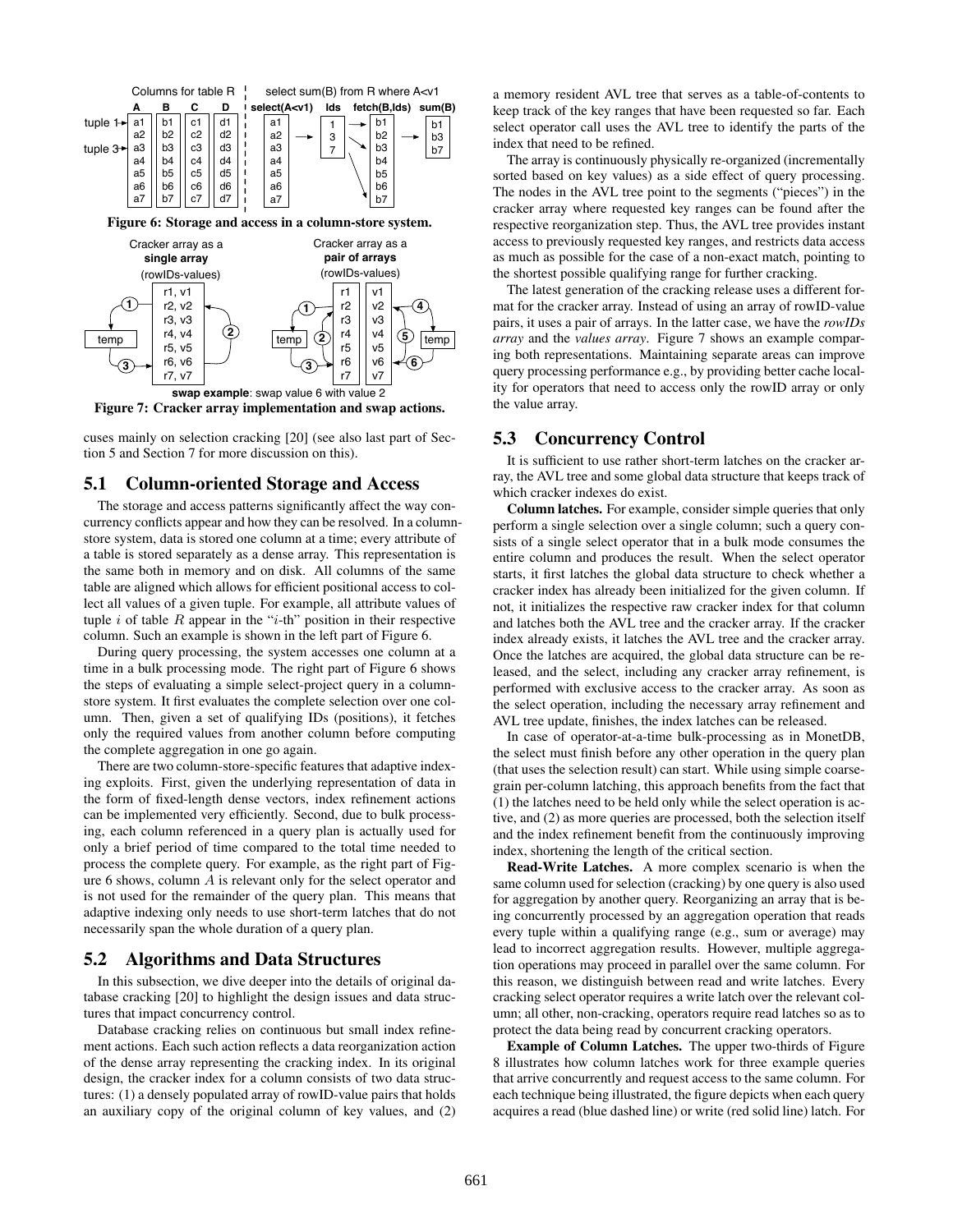Columns for table R

select sum(B) from R where A<v1

A B C D

select(A<v1) Ids fetch(B,Ids) sum(B)

tuple 1

tuple 3

a1 a2 a3 a4 a5 a6 a7

b1 b2 b3 b4 b5 b6 b7

c1 c2 c3 c4 c5 c6 c7

d1 d2 d3 d4 d5 d6 d7

1 3 7

b1 b3 b7

**Figure 6: Storage and access in a column-store system.**

Cracker array as a **single array** (rowIDs-values)

Cracker array as a **pair of arrays** (rowIDs-values)

r1, v1 r2, v2 r3, v3 r4, v4 r5, v5 r6, v6 r7, v7

temp

1 2 3 4 5 6

**swap example**: swap value 6 with value 2

**Figure 7: Cracker array implementation and swap actions.**

cuses mainly on selection cracking [20] (see also last part of Section 5 and Section 7 for more discussion on this).

## 5.1 Column-oriented Storage and Access

The storage and access patterns significantly affect the way concurrency conflicts appear and how they can be resolved. In a column-store system, data is stored one column at a time; every attribute of a table is stored separately as a dense array. This representation is the same both in memory and on disk. All columns of the same table are aligned which allows for efficient positional access to collect all values of a given tuple. For example, all attribute values of tuple $i$ of table $R$ appear in the "$i$-th" position in their respective column. Such an example is shown in the left part of Figure 6.

During query processing, the system accesses one column at a time in a bulk processing mode. The right part of Figure 6 shows the steps of evaluating a simple select-project query in a column-store system. It first evaluates the complete selection over one column. Then, given a set of qualifying IDs (positions), it fetches only the required values from another column before computing the complete aggregation in one go again.

There are two column-store-specific features that adaptive indexing exploits. First, given the underlying representation of data in the form of fixed-length dense vectors, index refinement actions can be implemented very efficiently. Second, due to bulk processing, each column referenced in a query plan is actually used for only a brief period of time compared to the total time needed to process the complete query. For example, as the right part of Figure 6 shows, column $A$ is relevant only for the select operator and is not used for the remainder of the query plan. This means that adaptive indexing only needs to use short-term latches that do not necessarily span the whole duration of a query plan.

## 5.2 Algorithms and Data Structures

In this subsection, we dive deeper into the details of original database cracking [20] to highlight the design issues and data structures that impact concurrency control.

Database cracking relies on continuous but small index refinement actions. Each such action reflects a data reorganization action of the dense array representing the cracking index. In its original design, the cracker index for a column consists of two data structures: (1) a densely populated array of rowID-value pairs that holds an auxiliary copy of the original column of key values, and (2) a memory resident AVL tree that serves as a table-of-contents to keep track of the key ranges that have been requested so far. Each select operator call uses the AVL tree to identify the parts of the index that need to be refined.

The array is continuously physically re-organized (incrementally sorted based on key values) as a side effect of query processing. The nodes in the AVL tree point to the segments ("pieces") in the cracker array where requested key ranges can be found after the respective reorganization step. Thus, the AVL tree provides instant access to previously requested key ranges, and restricts data access as much as possible for the case of a non-exact match, pointing to the shortest possible qualifying range for further cracking.

The latest generation of the cracking release uses a different format for the cracker array. Instead of using an array of rowID-value pairs, it uses a pair of arrays. In the latter case, we have the *rowIDs array* and the *values array*. Figure 7 shows an example comparing both representations. Maintaining separate areas can improve query processing performance e.g., by providing better cache locality for operators that need to access only the rowID array or only the value array.

## 5.3 Concurrency Control

It is sufficient to use rather short-term latches on the cracker array, the AVL tree and some global data structure that keeps track of which cracker indexes do exist.

**Column latches.** For example, consider simple queries that only perform a single selection over a single column; such a query consists of a single select operator that in a bulk mode consumes the entire column and produces the result. When the select operator starts, it first latches the global data structure to check whether a cracker index has already been initialized for the given column. If not, it initializes the respective raw cracker index for that column and latches both the AVL tree and the cracker array. If the cracker index already exists, it latches the AVL tree and the cracker array. Once the latches are acquired, the global data structure can be released, and the select, including any cracker array refinement, is performed with exclusive access to the cracker array. As soon as the select operation, including the necessary array refinement and AVL tree update, finishes, the index latches can be released.

In case of operator-at-a-time bulk-processing as in MonetDB, the select must finish before any other operation in the query plan (that uses the selection result) can start. While using simple coarse-grain per-column latching, this approach benefits from the fact that (1) the latches need to be held only while the select operation is active, and (2) as more queries are processed, both the selection itself and the index refinement benefit from the continuously improving index, shortening the length of the critical section.

**Read-Write Latches.** A more complex scenario is when the same column used for selection (cracking) by one query is also used for aggregation by another query. Reorganizing an array that is being concurrently processed by an aggregation operation that reads every tuple within a qualifying range (e.g., sum or average) may lead to incorrect aggregation results. However, multiple aggregation operations may proceed in parallel over the same column. For this reason, we distinguish between read and write latches. Every cracking select operator requires a write latch over the relevant column; all other, non-cracking, operators require read latches so as to protect the data being read by concurrent cracking operators.

**Example of Column Latches.** The upper two-thirds of Figure 8 illustrates how column latches work for three example queries that arrive concurrently and request access to the same column. For each technique being illustrated, the figure depicts when each query acquires a read (blue dashed line) or write (red solid line) latch. For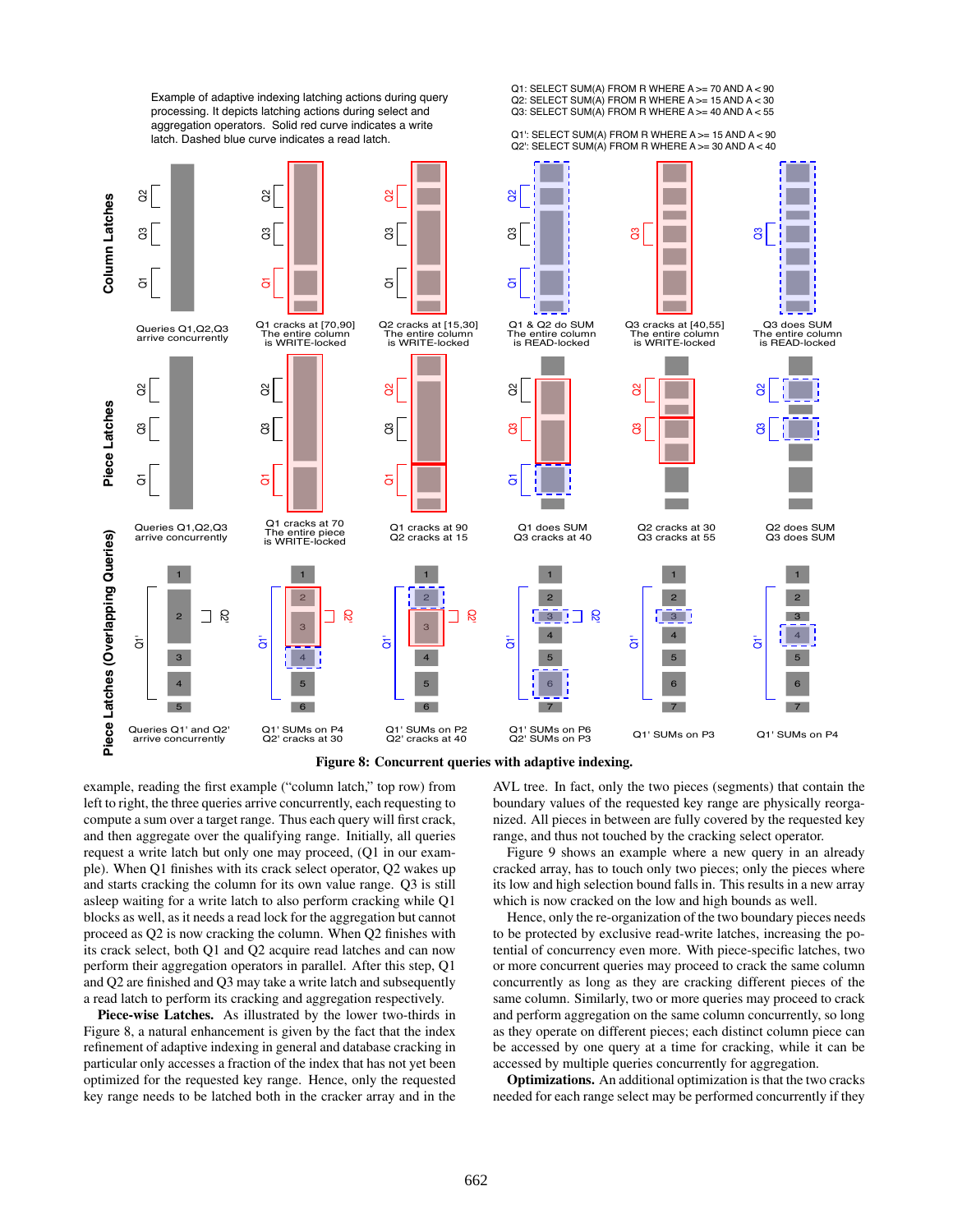Example of adaptive indexing latching actions during query processing. It depicts latching actions during select and aggregation operators. Solid red curve indicates a write latch. Dashed blue curve indicates a read latch.

Q1: SELECT SUM(A) FROM R WHERE A >= 70 AND A < 90
Q2: SELECT SUM(A) FROM R WHERE A >= 15 AND A < 30
Q3: SELECT SUM(A) FROM R WHERE A >= 40 AND A < 55

Q1': SELECT SUM(A) FROM R WHERE A >= 15 AND A < 90
Q2': SELECT SUM(A) FROM R WHERE A >= 30 AND A < 40

**Column Latches**: Queries Q1,Q2,Q3 arrive concurrently | Q1 cracks at [70,90] The entire column is WRITE-locked | Q2 cracks at [15,30] The entire column is WRITE-locked | Q1 & Q2 do SUM The entire column is READ-locked | Q3 cracks at [40,55] The entire column is WRITE-locked | Q3 does SUM The entire column is READ-locked

**Piece Latches**: Queries Q1,Q2,Q3 arrive concurrently | Q1 cracks at 70 The entire piece is WRITE-locked | Q1 cracks at 90 Q2 cracks at 15 | Q1 does SUM Q3 cracks at 40 | Q2 cracks at 30 Q3 cracks at 55 | Q2 does SUM Q3 does SUM

**Piece Latches (Overlapping Queries)**: Queries Q1' and Q2' arrive concurrently | Q1' SUMs on P4 Q2' cracks at 30 | Q1' SUMs on P2 Q2' cracks at 40 | Q1' SUMs on P6 Q2' SUMs on P3 | Q1' SUMs on P3 | Q1' SUMs on P4

**Figure 8: Concurrent queries with adaptive indexing.**

example, reading the first example ("column latch," top row) from left to right, the three queries arrive concurrently, each requesting to compute a sum over a target range. Thus each query will first crack, and then aggregate over the qualifying range. Initially, all queries request a write latch but only one may proceed, (Q1 in our example). When Q1 finishes with its crack select operator, Q2 wakes up and starts cracking the column for its own value range. Q3 is still asleep waiting for a write latch to also perform cracking while Q1 blocks as well, as it needs a read lock for the aggregation but cannot proceed as Q2 is now cracking the column. When Q2 finishes with its crack select, both Q1 and Q2 acquire read latches and can now perform their aggregation operators in parallel. After this step, Q1 and Q2 are finished and Q3 may take a write latch and subsequently a read latch to perform its cracking and aggregation respectively.

**Piece-wise Latches.** As illustrated by the lower two-thirds in Figure 8, a natural enhancement is given by the fact that the index refinement of adaptive indexing in general and database cracking in particular only accesses a fraction of the index that has not yet been optimized for the requested key range. Hence, only the requested key range needs to be latched both in the cracker array and in the AVL tree. In fact, only the two pieces (segments) that contain the boundary values of the requested key range are physically reorganized. All pieces in between are fully covered by the requested key range, and thus not touched by the cracking select operator.

Figure 9 shows an example where a new query in an already cracked array, has to touch only two pieces; only the pieces where its low and high selection bound falls in. This results in a new array which is now cracked on the low and high bounds as well.

Hence, only the re-organization of the two boundary pieces needs to be protected by exclusive read-write latches, increasing the potential of concurrency even more. With piece-specific latches, two or more concurrent queries may proceed to crack the same column concurrently as long as they are cracking different pieces of the same column. Similarly, two or more queries may proceed to crack and perform aggregation on the same column concurrently, so long as they operate on different pieces; each distinct column piece can be accessed by one query at a time for cracking, while it can be accessed by multiple queries concurrently for aggregation.

**Optimizations.** An additional optimization is that the two cracks needed for each range select may be performed concurrently if they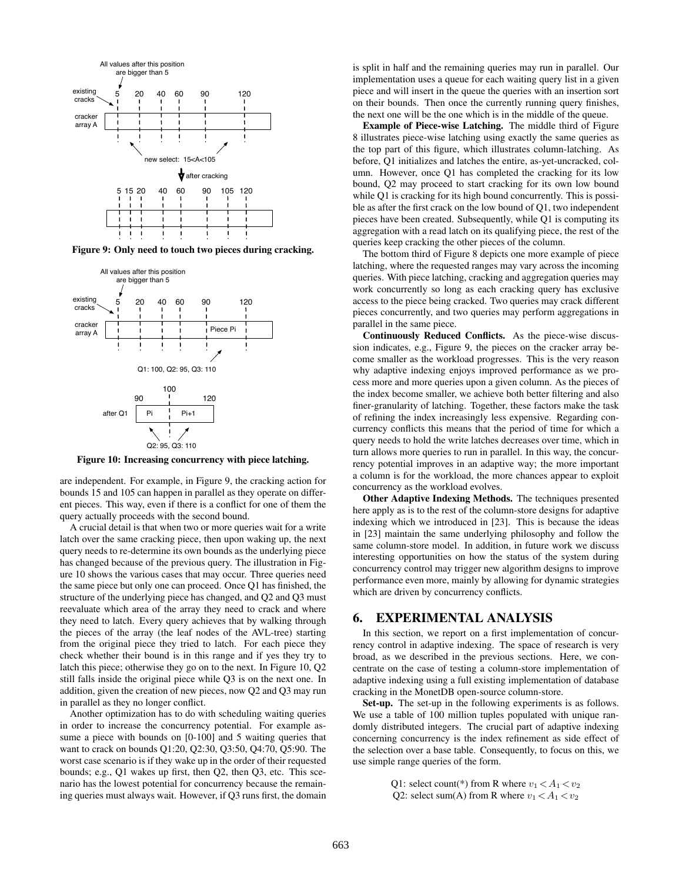Figure 9: Only need to touch two pieces during cracking.

Figure 10: Increasing concurrency with piece latching.

are independent. For example, in Figure 9, the cracking action for bounds 15 and 105 can happen in parallel as they operate on different pieces. This way, even if there is a conflict for one of them the query actually proceeds with the second bound.

A crucial detail is that when two or more queries wait for a write latch over the same cracking piece, then upon waking up, the next query needs to re-determine its own bounds as the underlying piece has changed because of the previous query. The illustration in Figure 10 shows the various cases that may occur. Three queries need the same piece but only one can proceed. Once Q1 has finished, the structure of the underlying piece has changed, and Q2 and Q3 must reevaluate which area of the array they need to crack and where they need to latch. Every query achieves that by walking through the pieces of the array (the leaf nodes of the AVL-tree) starting from the original piece they tried to latch. For each piece they check whether their bound is in this range and if yes they try to latch this piece; otherwise they go on to the next. In Figure 10, Q2 still falls inside the original piece while Q3 is on the next one. In addition, given the creation of new pieces, now Q2 and Q3 may run in parallel as they no longer conflict.

Another optimization has to do with scheduling waiting queries in order to increase the concurrency potential. For example assume a piece with bounds on [0-100] and 5 waiting queries that want to crack on bounds Q1:20, Q2:30, Q3:50, Q4:70, Q5:90. The worst case scenario is if they wake up in the order of their requested bounds; e.g., Q1 wakes up first, then Q2, then Q3, etc. This scenario has the lowest potential for concurrency because the remaining queries must always wait. However, if Q3 runs first, the domain is split in half and the remaining queries may run in parallel. Our implementation uses a queue for each waiting query list in a given piece and will insert in the queue the queries with an insertion sort on their bounds. Then once the currently running query finishes, the next one will be the one which is in the middle of the queue.

**Example of Piece-wise Latching.** The middle third of Figure 8 illustrates piece-wise latching using exactly the same queries as the top part of this figure, which illustrates column-latching. As before, Q1 initializes and latches the entire, as-yet-uncracked, column. However, once Q1 has completed the cracking for its low bound, Q2 may proceed to start cracking for its own low bound while Q1 is cracking for its high bound concurrently. This is possible as after the first crack on the low bound of Q1, two independent pieces have been created. Subsequently, while Q1 is computing its aggregation with a read latch on its qualifying piece, the rest of the queries keep cracking the other pieces of the column.

The bottom third of Figure 8 depicts one more example of piece latching, where the requested ranges may vary across the incoming queries. With piece latching, cracking and aggregation queries may work concurrently so long as each cracking query has exclusive access to the piece being cracked. Two queries may crack different pieces concurrently, and two queries may perform aggregations in parallel in the same piece.

**Continuously Reduced Conflicts.** As the piece-wise discussion indicates, e.g., Figure 9, the pieces on the cracker array become smaller as the workload progresses. This is the very reason why adaptive indexing enjoys improved performance as we process more and more queries upon a given column. As the pieces of the index become smaller, we achieve both better filtering and also finer-granularity of latching. Together, these factors make the task of refining the index increasingly less expensive. Regarding concurrency conflicts this means that the period of time for which a query needs to hold the write latches decreases over time, which in turn allows more queries to run in parallel. In this way, the concurrency potential improves in an adaptive way; the more important a column is for the workload, the more chances appear to exploit concurrency as the workload evolves.

**Other Adaptive Indexing Methods.** The techniques presented here apply as is to the rest of the column-store designs for adaptive indexing which we introduced in [23]. This is because the ideas in [23] maintain the same underlying philosophy and follow the same column-store model. In addition, in future work we discuss interesting opportunities on how the status of the system during concurrency control may trigger new algorithm designs to improve performance even more, mainly by allowing for dynamic strategies which are driven by concurrency conflicts.

## 6. EXPERIMENTAL ANALYSIS

In this section, we report on a first implementation of concurrency control in adaptive indexing. The space of research is very broad, as we described in the previous sections. Here, we concentrate on the case of testing a column-store implementation of adaptive indexing using a full existing implementation of database cracking in the MonetDB open-source column-store.

**Set-up.** The set-up in the following experiments is as follows. We use a table of 100 million tuples populated with unique randomly distributed integers. The crucial part of adaptive indexing concerning concurrency is the index refinement as side effect of the selection over a base table. Consequently, to focus on this, we use simple range queries of the form.

Q1: select count(*) from R where $v_1 < A_1 < v_2$

Q2: select sum(A) from R where $v_1 < A_1 < v_2$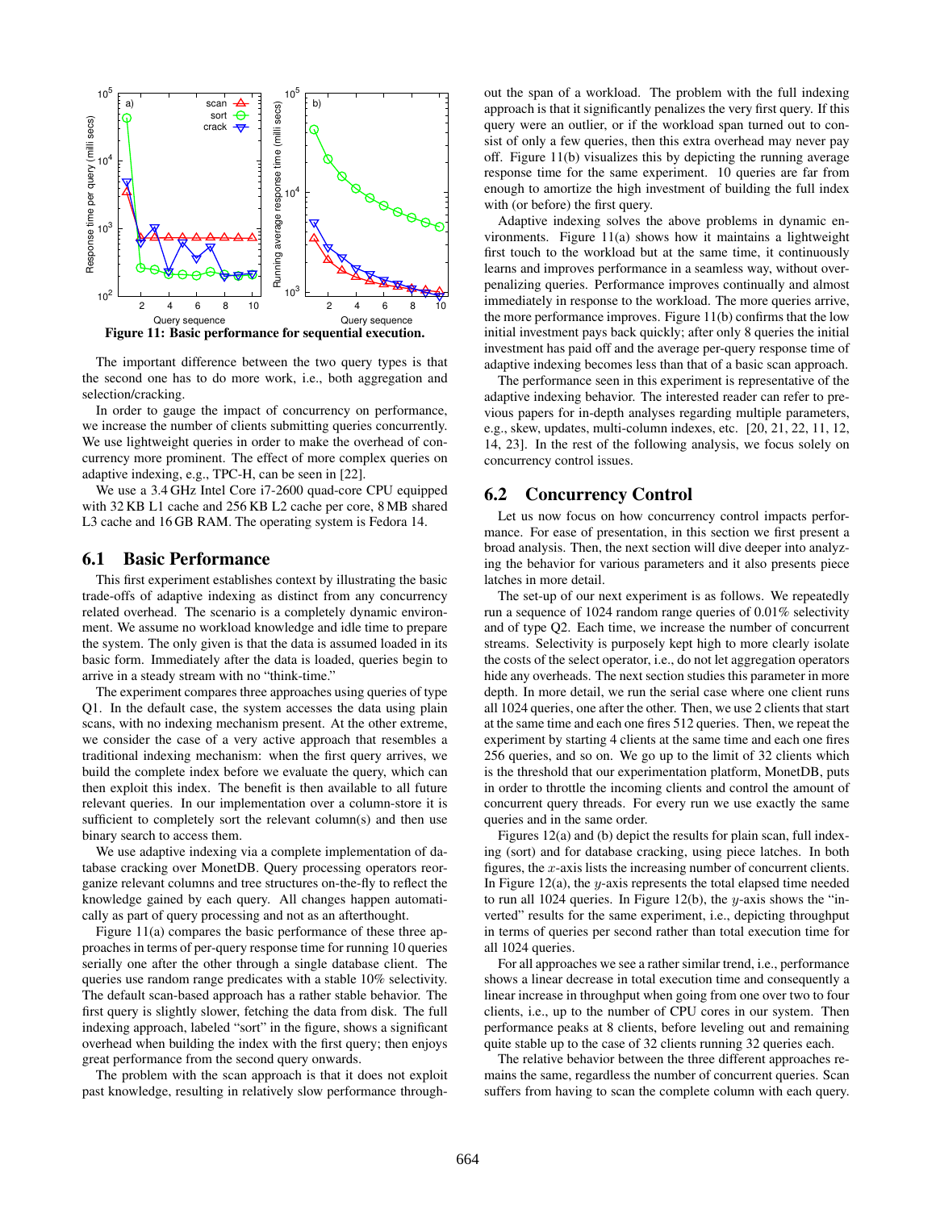a) 
scan
sort
crack
Response time per query (milli secs)
Query sequence

b)
Running average response time (milli secs)
Query sequence

**Figure 11: Basic performance for sequential execution.**

The important difference between the two query types is that the second one has to do more work, i.e., both aggregation and selection/cracking.

In order to gauge the impact of concurrency on performance, we increase the number of clients submitting queries concurrently. We use lightweight queries in order to make the overhead of concurrency more prominent. The effect of more complex queries on adaptive indexing, e.g., TPC-H, can be seen in [22].

We use a 3.4 GHz Intel Core i7-2600 quad-core CPU equipped with 32 KB L1 cache and 256 KB L2 cache per core, 8 MB shared L3 cache and 16 GB RAM. The operating system is Fedora 14.

## 6.1 Basic Performance

This first experiment establishes context by illustrating the basic trade-offs of adaptive indexing as distinct from any concurrency related overhead. The scenario is a completely dynamic environment. We assume no workload knowledge and idle time to prepare the system. The only given is that the data is assumed loaded in its basic form. Immediately after the data is loaded, queries begin to arrive in a steady stream with no "think-time."

The experiment compares three approaches using queries of type Q1. In the default case, the system accesses the data using plain scans, with no indexing mechanism present. At the other extreme, we consider the case of a very active approach that resembles a traditional indexing mechanism: when the first query arrives, we build the complete index before we evaluate the query, which can then exploit this index. The benefit is then available to all future relevant queries. In our implementation over a column-store it is sufficient to completely sort the relevant column(s) and then use binary search to access them.

We use adaptive indexing via a complete implementation of database cracking over MonetDB. Query processing operators reorganize relevant columns and tree structures on-the-fly to reflect the knowledge gained by each query. All changes happen automatically as part of query processing and not as an afterthought.

Figure 11(a) compares the basic performance of these three approaches in terms of per-query response time for running 10 queries serially one after the other through a single database client. The queries use random range predicates with a stable 10% selectivity. The default scan-based approach has a rather stable behavior. The first query is slightly slower, fetching the data from disk. The full indexing approach, labeled "sort" in the figure, shows a significant overhead when building the index with the first query; then enjoys great performance from the second query onwards.

The problem with the scan approach is that it does not exploit past knowledge, resulting in relatively slow performance throughout the span of a workload. The problem with the full indexing approach is that it significantly penalizes the very first query. If this query were an outlier, or if the workload span turned out to consist of only a few queries, then this extra overhead may never pay off. Figure 11(b) visualizes this by depicting the running average response time for the same experiment. 10 queries are far from enough to amortize the high investment of building the full index with (or before) the first query.

Adaptive indexing solves the above problems in dynamic environments. Figure 11(a) shows how it maintains a lightweight first touch to the workload but at the same time, it continuously learns and improves performance in a seamless way, without over-penalizing queries. Performance improves continually and almost immediately in response to the workload. The more queries arrive, the more performance improves. Figure 11(b) confirms that the low initial investment pays back quickly; after only 8 queries the initial investment has paid off and the average per-query response time of adaptive indexing becomes less than that of a basic scan approach.

The performance seen in this experiment is representative of the adaptive indexing behavior. The interested reader can refer to previous papers for in-depth analyses regarding multiple parameters, e.g., skew, updates, multi-column indexes, etc. [20, 21, 22, 11, 12, 14, 23]. In the rest of the following analysis, we focus solely on concurrency control issues.

## 6.2 Concurrency Control

Let us now focus on how concurrency control impacts performance. For ease of presentation, in this section we first present a broad analysis. Then, the next section will dive deeper into analyzing the behavior for various parameters and it also presents piece latches in more detail.

The set-up of our next experiment is as follows. We repeatedly run a sequence of 1024 random range queries of 0.01% selectivity and of type Q2. Each time, we increase the number of concurrent streams. Selectivity is purposely kept high to more clearly isolate the costs of the select operator, i.e., do not let aggregation operators hide any overheads. The next section studies this parameter in more depth. In more detail, we run the serial case where one client runs all 1024 queries, one after the other. Then, we use 2 clients that start at the same time and each one fires 512 queries. Then, we repeat the experiment by starting 4 clients at the same time and each one fires 256 queries, and so on. We go up to the limit of 32 clients which is the threshold that our experimentation platform, MonetDB, puts in order to throttle the incoming clients and control the amount of concurrent query threads. For every run we use exactly the same queries and in the same order.

Figures 12(a) and (b) depict the results for plain scan, full indexing (sort) and for database cracking, using piece latches. In both figures, the $x$-axis lists the increasing number of concurrent clients. In Figure 12(a), the $y$-axis represents the total elapsed time needed to run all 1024 queries. In Figure 12(b), the $y$-axis shows the "inverted" results for the same experiment, i.e., depicting throughput in terms of queries per second rather than total execution time for all 1024 queries.

For all approaches we see a rather similar trend, i.e., performance shows a linear decrease in total execution time and consequently a linear increase in throughput when going from one over two to four clients, i.e., up to the number of CPU cores in our system. Then performance peaks at 8 clients, before leveling out and remaining quite stable up to the case of 32 clients running 32 queries each.

The relative behavior between the three different approaches remains the same, regardless the number of concurrent queries. Scan suffers from having to scan the complete column with each query.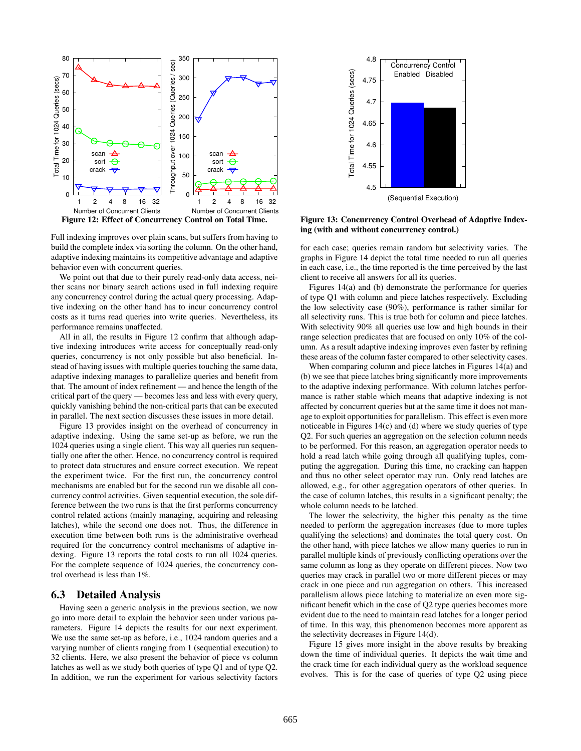**Figure 12: Effect of Concurrency Control on Total Time.**

**Figure 13: Concurrency Control Overhead of Adaptive Indexing (with and without concurrency control.)**

Full indexing improves over plain scans, but suffers from having to build the complete index via sorting the column. On the other hand, adaptive indexing maintains its competitive advantage and adaptive behavior even with concurrent queries.

We point out that due to their purely read-only data access, neither scans nor binary search actions used in full indexing require any concurrency control during the actual query processing. Adaptive indexing on the other hand has to incur concurrency control costs as it turns read queries into write queries. Nevertheless, its performance remains unaffected.

All in all, the results in Figure 12 confirm that although adaptive indexing introduces write access for conceptually read-only queries, concurrency is not only possible but also beneficial. Instead of having issues with multiple queries touching the same data, adaptive indexing manages to parallelize queries and benefit from that. The amount of index refinement — and hence the length of the critical part of the query — becomes less and less with every query, quickly vanishing behind the non-critical parts that can be executed in parallel. The next section discusses these issues in more detail.

Figure 13 provides insight on the overhead of concurrency in adaptive indexing. Using the same set-up as before, we run the 1024 queries using a single client. This way all queries run sequentially one after the other. Hence, no concurrency control is required to protect data structures and ensure correct execution. We repeat the experiment twice. For the first run, the concurrency control mechanisms are enabled but for the second run we disable all concurrency control activities. Given sequential execution, the sole difference between the two runs is that the first performs concurrency control related actions (mainly managing, acquiring and releasing latches), while the second one does not. Thus, the difference in execution time between both runs is the administrative overhead required for the concurrency control mechanisms of adaptive indexing. Figure 13 reports the total costs to run all 1024 queries. For the complete sequence of 1024 queries, the concurrency control overhead is less than 1%.

### 6.3 Detailed Analysis

Having seen a generic analysis in the previous section, we now go into more detail to explain the behavior seen under various parameters. Figure 14 depicts the results for our next experiment. We use the same set-up as before, i.e., 1024 random queries and a varying number of clients ranging from 1 (sequential execution) to 32 clients. Here, we also present the behavior of piece vs column latches as well as we study both queries of type Q1 and of type Q2. In addition, we run the experiment for various selectivity factors for each case; queries remain random but selectivity varies. The graphs in Figure 14 depict the total time needed to run all queries in each case, i.e., the time reported is the time perceived by the last client to receive all answers for all its queries.

Figures 14(a) and (b) demonstrate the performance for queries of type Q1 with column and piece latches respectively. Excluding the low selectivity case (90%), performance is rather similar for all selectivity runs. This is true both for column and piece latches. With selectivity 90% all queries use low and high bounds in their range selection predicates that are focused on only 10% of the column. As a result adaptive indexing improves even faster by refining these areas of the column faster compared to other selectivity cases.

When comparing column and piece latches in Figures 14(a) and (b) we see that piece latches bring significantly more improvements to the adaptive indexing performance. With column latches performance is rather stable which means that adaptive indexing is not affected by concurrent queries but at the same time it does not manage to exploit opportunities for parallelism. This effect is even more noticeable in Figures 14(c) and (d) where we study queries of type Q2. For such queries an aggregation on the selection column needs to be performed. For this reason, an aggregation operator needs to hold a read latch while going through all qualifying tuples, computing the aggregation. During this time, no cracking can happen and thus no other select operator may run. Only read latches are allowed, e.g., for other aggregation operators of other queries. In the case of column latches, this results in a significant penalty; the whole column needs to be latched.

The lower the selectivity, the higher this penalty as the time needed to perform the aggregation increases (due to more tuples qualifying the selections) and dominates the total query cost. On the other hand, with piece latches we allow many queries to run in parallel multiple kinds of previously conflicting operations over the same column as long as they operate on different pieces. Now two queries may crack in parallel two or more different pieces or may crack in one piece and run aggregation on others. This increased parallelism allows piece latching to materialize an even more significant benefit which in the case of Q2 type queries becomes more evident due to the need to maintain read latches for a longer period of time. In this way, this phenomenon becomes more apparent as the selectivity decreases in Figure 14(d).

Figure 15 gives more insight in the above results by breaking down the time of individual queries. It depicts the wait time and the crack time for each individual query as the workload sequence evolves. This is for the case of queries of type Q2 using piece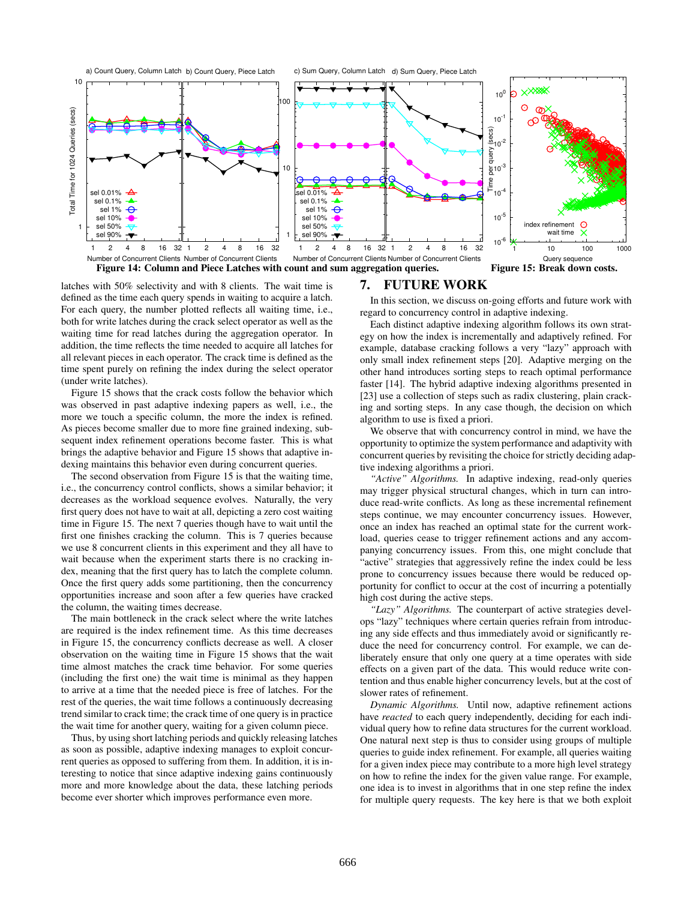Figure 14: Column and Piece Latches with count and sum aggregation queries.

Figure 15: Break down costs.

latches with 50% selectivity and with 8 clients. The wait time is defined as the time each query spends in waiting to acquire a latch. For each query, the number plotted reflects all waiting time, i.e., both for write latches during the crack select operator as well as the waiting time for read latches during the aggregation operator. In addition, the time reflects the time needed to acquire all latches for all relevant pieces in each operator. The crack time is defined as the time spent purely on refining the index during the select operator (under write latches).

Figure 15 shows that the crack costs follow the behavior which was observed in past adaptive indexing papers as well, i.e., the more we touch a specific column, the more the index is refined. As pieces become smaller due to more fine grained indexing, subsequent index refinement operations become faster. This is what brings the adaptive behavior and Figure 15 shows that adaptive indexing maintains this behavior even during concurrent queries.

The second observation from Figure 15 is that the waiting time, i.e., the concurrency control conflicts, shows a similar behavior; it decreases as the workload sequence evolves. Naturally, the very first query does not have to wait at all, depicting a zero cost waiting time in Figure 15. The next 7 queries though have to wait until the first one finishes cracking the column. This is 7 queries because we use 8 concurrent clients in this experiment and they all have to wait because when the experiment starts there is no cracking index, meaning that the first query has to latch the complete column. Once the first query adds some partitioning, then the concurrency opportunities increase and soon after a few queries have cracked the column, the waiting times decrease.

The main bottleneck in the crack select where the write latches are required is the index refinement time. As this time decreases in Figure 15, the concurrency conflicts decrease as well. A closer observation on the waiting time in Figure 15 shows that the wait time almost matches the crack time behavior. For some queries (including the first one) the wait time is minimal as they happen to arrive at a time that the needed piece is free of latches. For the rest of the queries, the wait time follows a continuously decreasing trend similar to crack time; the crack time of one query is in practice the wait time for another query, waiting for a given column piece.

Thus, by using short latching periods and quickly releasing latches as soon as possible, adaptive indexing manages to exploit concurrent queries as opposed to suffering from them. In addition, it is interesting to notice that since adaptive indexing gains continuously more and more knowledge about the data, these latching periods become ever shorter which improves performance even more.

## 7. FUTURE WORK

In this section, we discuss on-going efforts and future work with regard to concurrency control in adaptive indexing.

Each distinct adaptive indexing algorithm follows its own strategy on how the index is incrementally and adaptively refined. For example, database cracking follows a very "lazy" approach with only small index refinement steps [20]. Adaptive merging on the other hand introduces sorting steps to reach optimal performance faster [14]. The hybrid adaptive indexing algorithms presented in [23] use a collection of steps such as radix clustering, plain cracking and sorting steps. In any case though, the decision on which algorithm to use is fixed a priori.

We observe that with concurrency control in mind, we have the opportunity to optimize the system performance and adaptivity with concurrent queries by revisiting the choice for strictly deciding adaptive indexing algorithms a priori.

*"Active" Algorithms.* In adaptive indexing, read-only queries may trigger physical structural changes, which in turn can introduce read-write conflicts. As long as these incremental refinement steps continue, we may encounter concurrency issues. However, once an index has reached an optimal state for the current workload, queries cease to trigger refinement actions and any accompanying concurrency issues. From this, one might conclude that "active" strategies that aggressively refine the index could be less prone to concurrency issues because there would be reduced opportunity for conflict to occur at the cost of incurring a potentially high cost during the active steps.

*"Lazy" Algorithms.* The counterpart of active strategies develops "lazy" techniques where certain queries refrain from introducing any side effects and thus immediately avoid or significantly reduce the need for concurrency control. For example, we can deliberately ensure that only one query at a time operates with side effects on a given part of the data. This would reduce write contention and thus enable higher concurrency levels, but at the cost of slower rates of refinement.

*Dynamic Algorithms.* Until now, adaptive refinement actions have *reacted* to each query independently, deciding for each individual query how to refine data structures for the current workload. One natural next step is thus to consider using groups of multiple queries to guide index refinement. For example, all queries waiting for a given index piece may contribute to a more high level strategy on how to refine the index for the given value range. For example, one idea is to invest in algorithms that in one step refine the index for multiple query requests. The key here is that we both exploit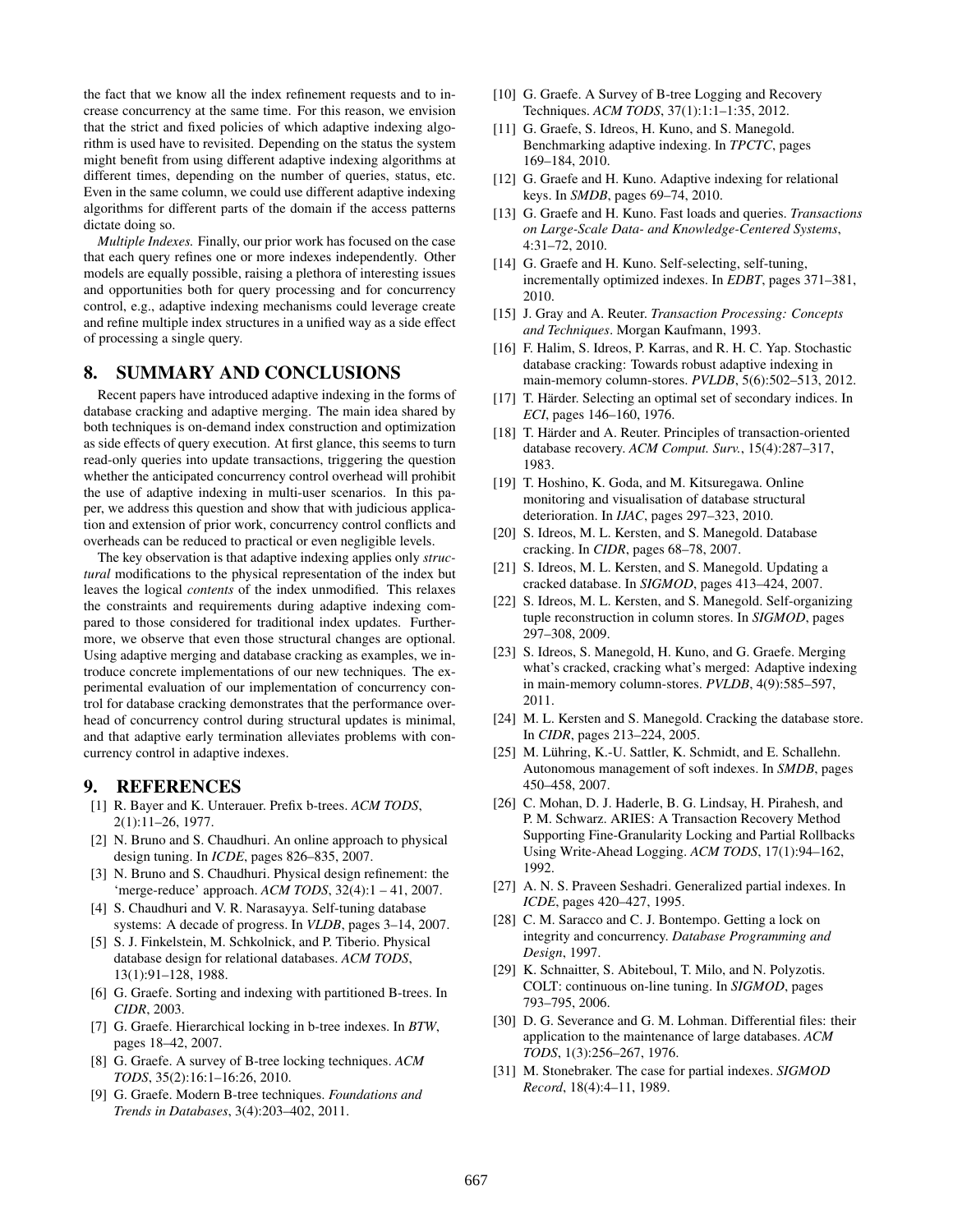the fact that we know all the index refinement requests and to increase concurrency at the same time. For this reason, we envision that the strict and fixed policies of which adaptive indexing algorithm is used have to revisited. Depending on the status the system might benefit from using different adaptive indexing algorithms at different times, depending on the number of queries, status, etc. Even in the same column, we could use different adaptive indexing algorithms for different parts of the domain if the access patterns dictate doing so.

*Multiple Indexes.* Finally, our prior work has focused on the case that each query refines one or more indexes independently. Other models are equally possible, raising a plethora of interesting issues and opportunities both for query processing and for concurrency control, e.g., adaptive indexing mechanisms could leverage create and refine multiple index structures in a unified way as a side effect of processing a single query.

## 8. SUMMARY AND CONCLUSIONS

Recent papers have introduced adaptive indexing in the forms of database cracking and adaptive merging. The main idea shared by both techniques is on-demand index construction and optimization as side effects of query execution. At first glance, this seems to turn read-only queries into update transactions, triggering the question whether the anticipated concurrency control overhead will prohibit the use of adaptive indexing in multi-user scenarios. In this paper, we address this question and show that with judicious application and extension of prior work, concurrency control conflicts and overheads can be reduced to practical or even negligible levels.

The key observation is that adaptive indexing applies only *structural* modifications to the physical representation of the index but leaves the logical *contents* of the index unmodified. This relaxes the constraints and requirements during adaptive indexing compared to those considered for traditional index updates. Furthermore, we observe that even those structural changes are optional. Using adaptive merging and database cracking as examples, we introduce concrete implementations of our new techniques. The experimental evaluation of our implementation of concurrency control for database cracking demonstrates that the performance overhead of concurrency control during structural updates is minimal, and that adaptive early termination alleviates problems with concurrency control in adaptive indexes.

## 9. REFERENCES

[1] R. Bayer and K. Unterauer. Prefix b-trees. *ACM TODS*, 2(1):11–26, 1977.

[2] N. Bruno and S. Chaudhuri. An online approach to physical design tuning. In *ICDE*, pages 826–835, 2007.

[3] N. Bruno and S. Chaudhuri. Physical design refinement: the 'merge-reduce' approach. *ACM TODS*, 32(4):1 – 41, 2007.

[4] S. Chaudhuri and V. R. Narasayya. Self-tuning database systems: A decade of progress. In *VLDB*, pages 3–14, 2007.

[5] S. J. Finkelstein, M. Schkolnick, and P. Tiberio. Physical database design for relational databases. *ACM TODS*, 13(1):91–128, 1988.

[6] G. Graefe. Sorting and indexing with partitioned B-trees. In *CIDR*, 2003.

[7] G. Graefe. Hierarchical locking in b-tree indexes. In *BTW*, pages 18–42, 2007.

[8] G. Graefe. A survey of B-tree locking techniques. *ACM TODS*, 35(2):16:1–16:26, 2010.

[9] G. Graefe. Modern B-tree techniques. *Foundations and Trends in Databases*, 3(4):203–402, 2011.

[10] G. Graefe. A Survey of B-tree Logging and Recovery Techniques. *ACM TODS*, 37(1):1:1–1:35, 2012.

[11] G. Graefe, S. Idreos, H. Kuno, and S. Manegold. Benchmarking adaptive indexing. In *TPCTC*, pages 169–184, 2010.

[12] G. Graefe and H. Kuno. Adaptive indexing for relational keys. In *SMDB*, pages 69–74, 2010.

[13] G. Graefe and H. Kuno. Fast loads and queries. *Transactions on Large-Scale Data- and Knowledge-Centered Systems*, 4:31–72, 2010.

[14] G. Graefe and H. Kuno. Self-selecting, self-tuning, incrementally optimized indexes. In *EDBT*, pages 371–381, 2010.

[15] J. Gray and A. Reuter. *Transaction Processing: Concepts and Techniques*. Morgan Kaufmann, 1993.

[16] F. Halim, S. Idreos, P. Karras, and R. H. C. Yap. Stochastic database cracking: Towards robust adaptive indexing in main-memory column-stores. *PVLDB*, 5(6):502–513, 2012.

[17] T. Härder. Selecting an optimal set of secondary indices. In *ECI*, pages 146–160, 1976.

[18] T. Härder and A. Reuter. Principles of transaction-oriented database recovery. *ACM Comput. Surv.*, 15(4):287–317, 1983.

[19] T. Hoshino, K. Goda, and M. Kitsuregawa. Online monitoring and visualisation of database structural deterioration. In *IJAC*, pages 297–323, 2010.

[20] S. Idreos, M. L. Kersten, and S. Manegold. Database cracking. In *CIDR*, pages 68–78, 2007.

[21] S. Idreos, M. L. Kersten, and S. Manegold. Updating a cracked database. In *SIGMOD*, pages 413–424, 2007.

[22] S. Idreos, M. L. Kersten, and S. Manegold. Self-organizing tuple reconstruction in column stores. In *SIGMOD*, pages 297–308, 2009.

[23] S. Idreos, S. Manegold, H. Kuno, and G. Graefe. Merging what's cracked, cracking what's merged: Adaptive indexing in main-memory column-stores. *PVLDB*, 4(9):585–597, 2011.

[24] M. L. Kersten and S. Manegold. Cracking the database store. In *CIDR*, pages 213–224, 2005.

[25] M. Lühring, K.-U. Sattler, K. Schmidt, and E. Schallehn. Autonomous management of soft indexes. In *SMDB*, pages 450–458, 2007.

[26] C. Mohan, D. J. Haderle, B. G. Lindsay, H. Pirahesh, and P. M. Schwarz. ARIES: A Transaction Recovery Method Supporting Fine-Granularity Locking and Partial Rollbacks Using Write-Ahead Logging. *ACM TODS*, 17(1):94–162, 1992.

[27] A. N. S. Praveen Seshadri. Generalized partial indexes. In *ICDE*, pages 420–427, 1995.

[28] C. M. Saracco and C. J. Bontempo. Getting a lock on integrity and concurrency. *Database Programming and Design*, 1997.

[29] K. Schnaitter, S. Abiteboul, T. Milo, and N. Polyzotis. COLT: continuous on-line tuning. In *SIGMOD*, pages 793–795, 2006.

[30] D. G. Severance and G. M. Lohman. Differential files: their application to the maintenance of large databases. *ACM TODS*, 1(3):256–267, 1976.

[31] M. Stonebraker. The case for partial indexes. *SIGMOD Record*, 18(4):4–11, 1989.